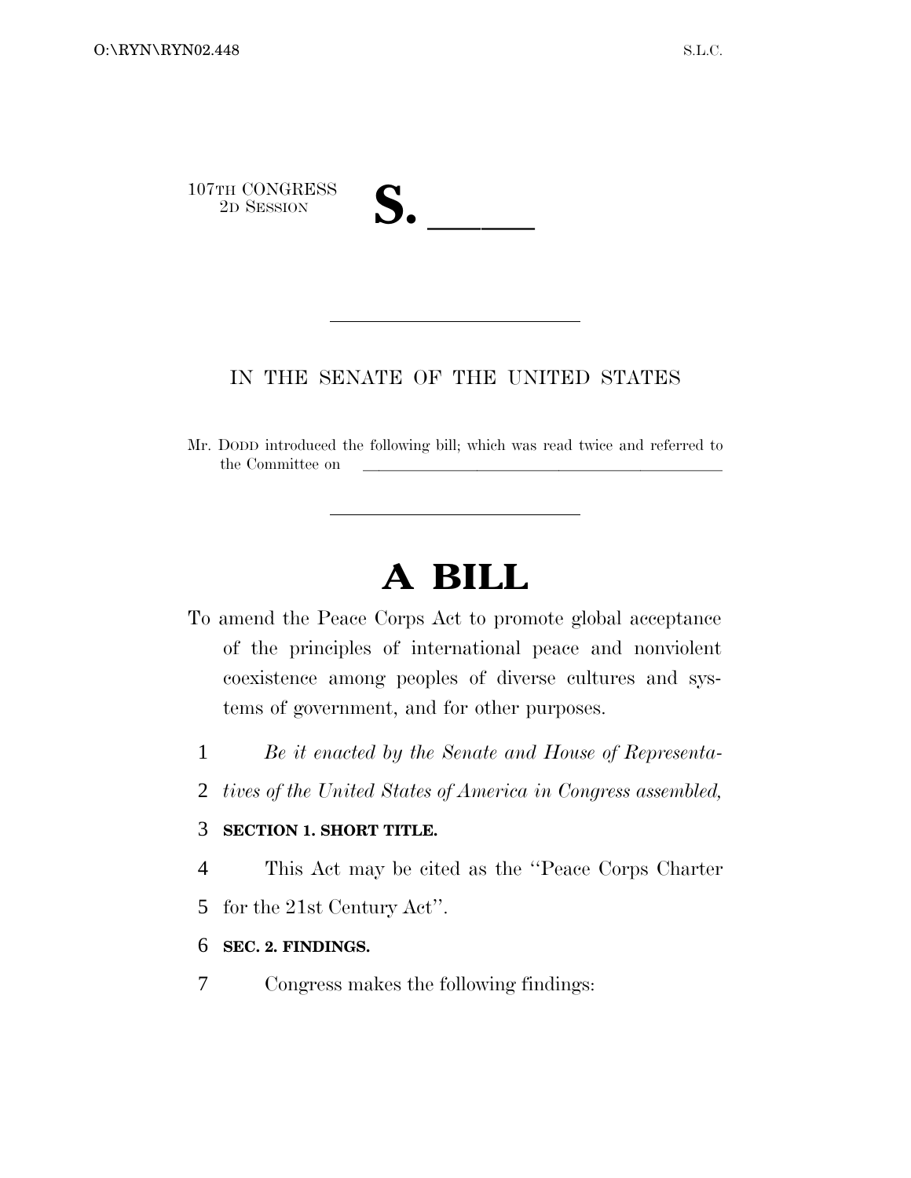107TH CONGRESS
2D SESSION

**S. \_\_\_\_\_**

IN THE SENATE OF THE UNITED STATES

Mr. DODD introduced the following bill; which was read twice and referred to the Committee on \_\_\_\_\_\_\_\_\_\_\_\_\_\_\_\_\_\_\_\_\_\_\_\_\_\_\_\_\_\_\_\_

# A BILL

To amend the Peace Corps Act to promote global acceptance of the principles of international peace and nonviolent coexistence among peoples of diverse cultures and systems of government, and for other purposes.

1 *Be it enacted by the Senate and House of Representa-*
2 *tives of the United States of America in Congress assembled,*

3 **SECTION 1. SHORT TITLE.**

4 This Act may be cited as the ''Peace Corps Charter
5 for the 21st Century Act''.

6 **SEC. 2. FINDINGS.**

7 Congress makes the following findings: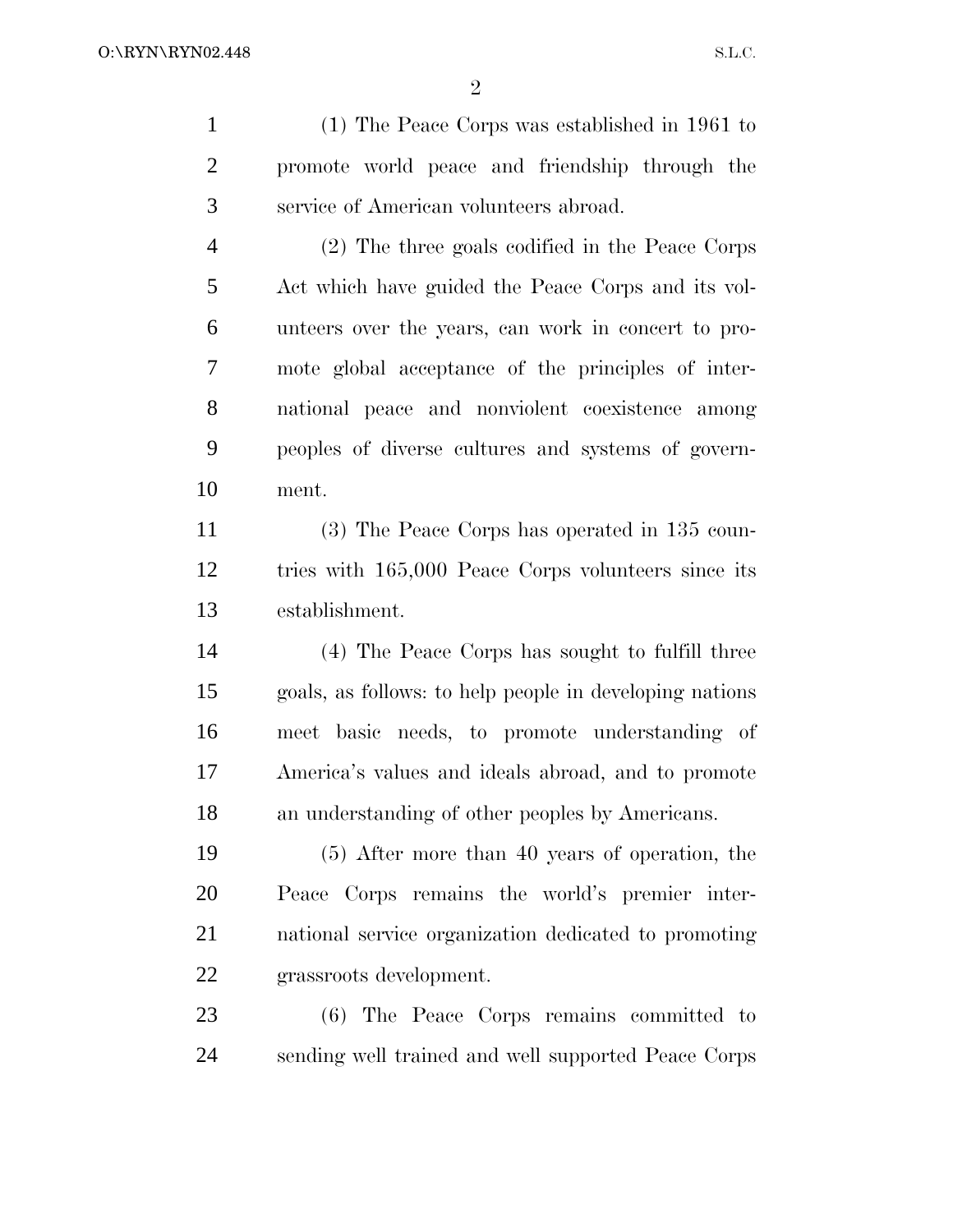(1) The Peace Corps was established in 1961 to promote world peace and friendship through the service of American volunteers abroad.

(2) The three goals codified in the Peace Corps Act which have guided the Peace Corps and its volunteers over the years, can work in concert to promote global acceptance of the principles of international peace and nonviolent coexistence among peoples of diverse cultures and systems of government.

(3) The Peace Corps has operated in 135 countries with 165,000 Peace Corps volunteers since its establishment.

(4) The Peace Corps has sought to fulfill three goals, as follows: to help people in developing nations meet basic needs, to promote understanding of America's values and ideals abroad, and to promote an understanding of other peoples by Americans.

(5) After more than 40 years of operation, the Peace Corps remains the world's premier international service organization dedicated to promoting grassroots development.

(6) The Peace Corps remains committed to sending well trained and well supported Peace Corps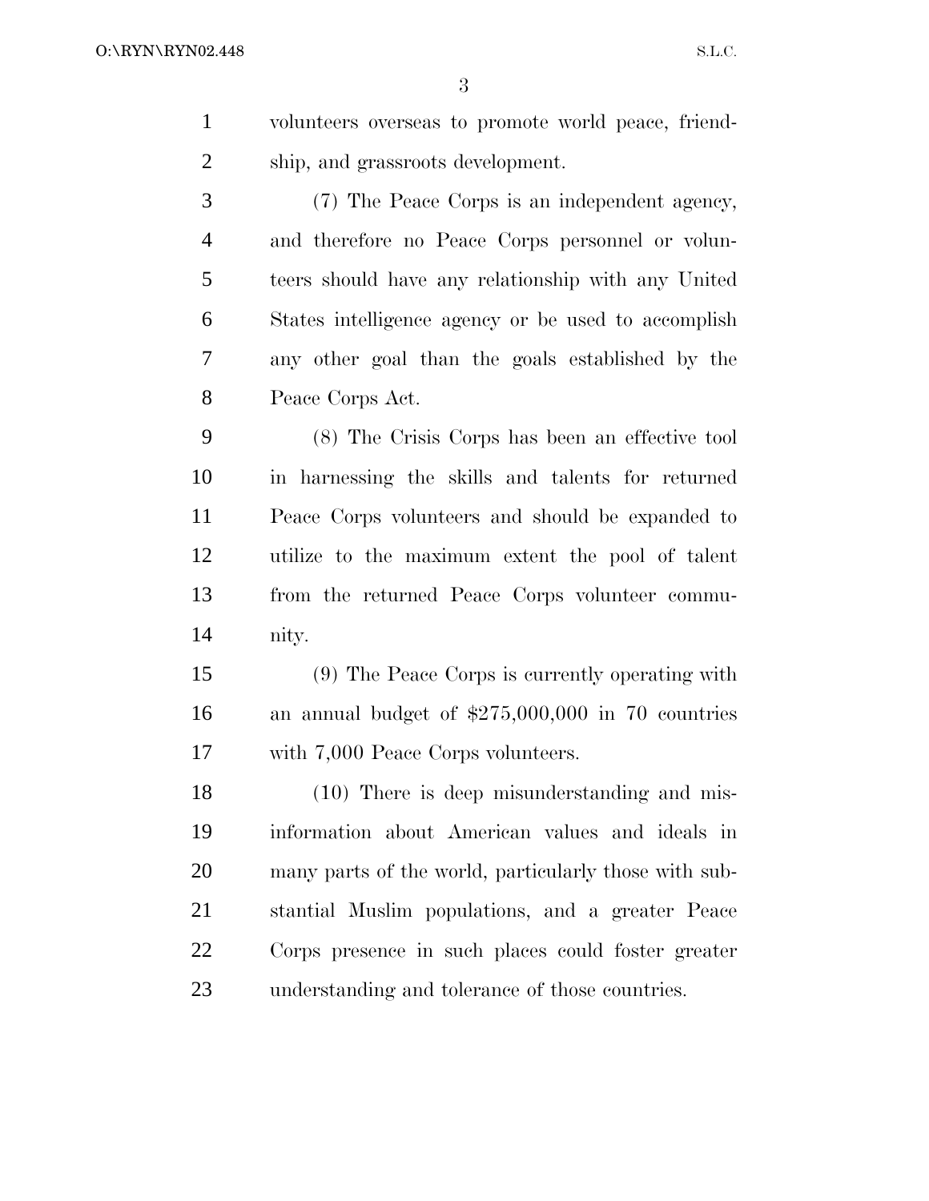volunteers overseas to promote world peace, friendship, and grassroots development.

(7) The Peace Corps is an independent agency, and therefore no Peace Corps personnel or volunteers should have any relationship with any United States intelligence agency or be used to accomplish any other goal than the goals established by the Peace Corps Act.

(8) The Crisis Corps has been an effective tool in harnessing the skills and talents for returned Peace Corps volunteers and should be expanded to utilize to the maximum extent the pool of talent from the returned Peace Corps volunteer community.

(9) The Peace Corps is currently operating with an annual budget of $275,000,000 in 70 countries with 7,000 Peace Corps volunteers.

(10) There is deep misunderstanding and misinformation about American values and ideals in many parts of the world, particularly those with substantial Muslim populations, and a greater Peace Corps presence in such places could foster greater understanding and tolerance of those countries.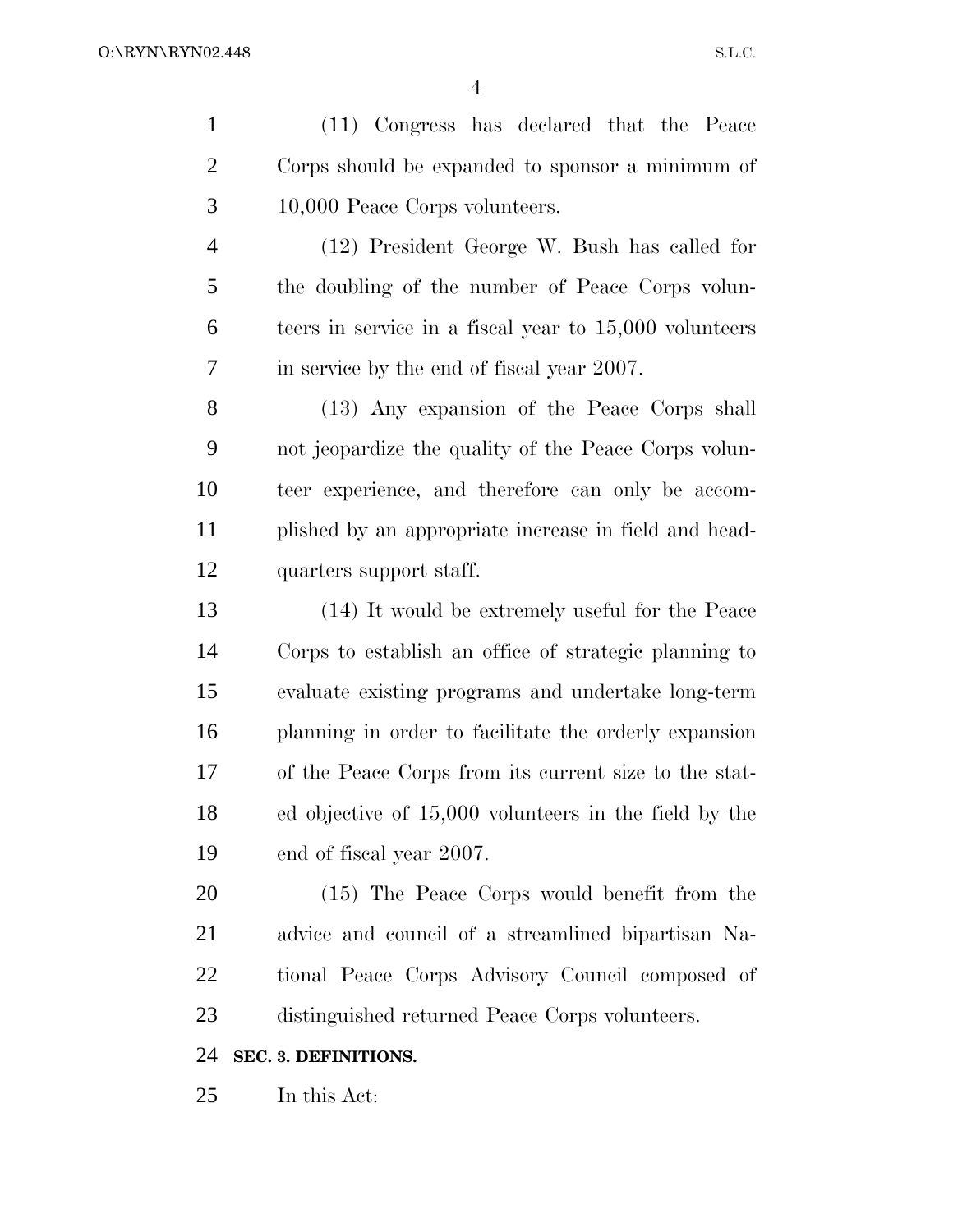(11) Congress has declared that the Peace Corps should be expanded to sponsor a minimum of 10,000 Peace Corps volunteers.

(12) President George W. Bush has called for the doubling of the number of Peace Corps volunteers in service in a fiscal year to 15,000 volunteers in service by the end of fiscal year 2007.

(13) Any expansion of the Peace Corps shall not jeopardize the quality of the Peace Corps volunteer experience, and therefore can only be accomplished by an appropriate increase in field and headquarters support staff.

(14) It would be extremely useful for the Peace Corps to establish an office of strategic planning to evaluate existing programs and undertake long-term planning in order to facilitate the orderly expansion of the Peace Corps from its current size to the stated objective of 15,000 volunteers in the field by the end of fiscal year 2007.

(15) The Peace Corps would benefit from the advice and council of a streamlined bipartisan National Peace Corps Advisory Council composed of distinguished returned Peace Corps volunteers.

**SEC. 3. DEFINITIONS.**

In this Act: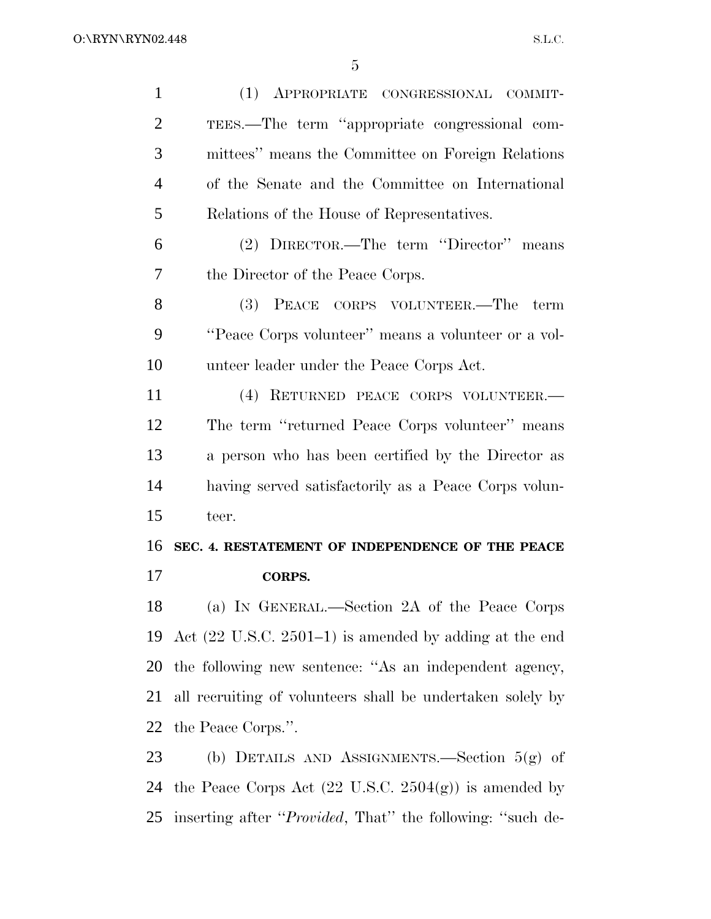(1) APPROPRIATE CONGRESSIONAL COMMITTEES.—The term ''appropriate congressional committees'' means the Committee on Foreign Relations of the Senate and the Committee on International Relations of the House of Representatives.

(2) DIRECTOR.—The term ''Director'' means the Director of the Peace Corps.

(3) PEACE CORPS VOLUNTEER.—The term ''Peace Corps volunteer'' means a volunteer or a volunteer leader under the Peace Corps Act.

(4) RETURNED PEACE CORPS VOLUNTEER.—The term ''returned Peace Corps volunteer'' means a person who has been certified by the Director as having served satisfactorily as a Peace Corps volunteer.

## SEC. 4. RESTATEMENT OF INDEPENDENCE OF THE PEACE CORPS.

(a) IN GENERAL.—Section 2A of the Peace Corps Act (22 U.S.C. 2501–1) is amended by adding at the end the following new sentence: ''As an independent agency, all recruiting of volunteers shall be undertaken solely by the Peace Corps.''.

(b) DETAILS AND ASSIGNMENTS.—Section 5(g) of the Peace Corps Act (22 U.S.C. 2504(g)) is amended by inserting after ''*Provided*, That'' the following: ''such de-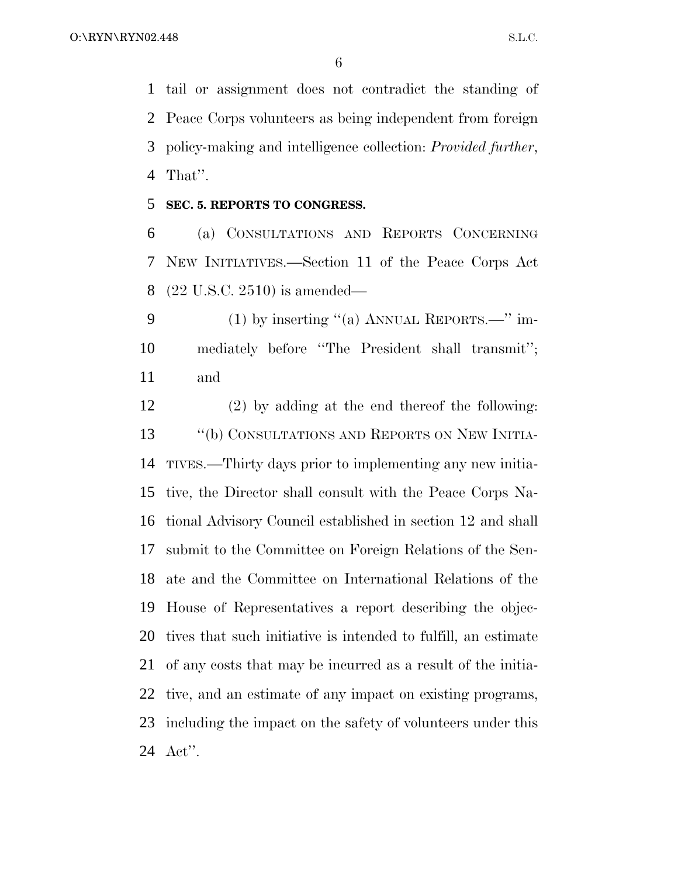tail or assignment does not contradict the standing of Peace Corps volunteers as being independent from foreign policy-making and intelligence collection: *Provided further*, That''.

**SEC. 5. REPORTS TO CONGRESS.**

(a) CONSULTATIONS AND REPORTS CONCERNING NEW INITIATIVES.—Section 11 of the Peace Corps Act (22 U.S.C. 2510) is amended—

(1) by inserting ''(a) ANNUAL REPORTS.—'' immediately before ''The President shall transmit''; and

(2) by adding at the end thereof the following:

''(b) CONSULTATIONS AND REPORTS ON NEW INITIATIVES.—Thirty days prior to implementing any new initiative, the Director shall consult with the Peace Corps National Advisory Council established in section 12 and shall submit to the Committee on Foreign Relations of the Senate and the Committee on International Relations of the House of Representatives a report describing the objectives that such initiative is intended to fulfill, an estimate of any costs that may be incurred as a result of the initiative, and an estimate of any impact on existing programs, including the impact on the safety of volunteers under this Act''.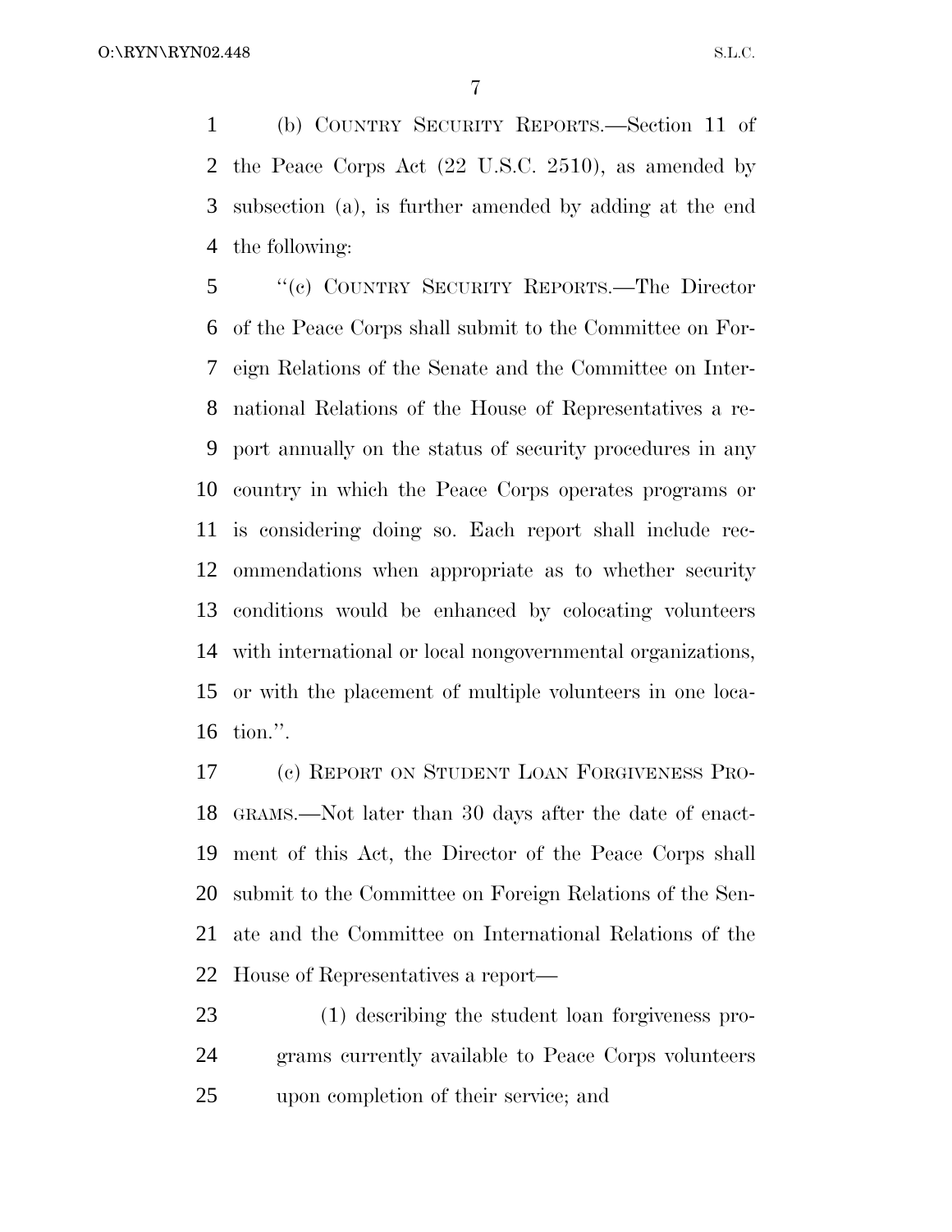(b) COUNTRY SECURITY REPORTS.—Section 11 of the Peace Corps Act (22 U.S.C. 2510), as amended by subsection (a), is further amended by adding at the end the following:

"(c) COUNTRY SECURITY REPORTS.—The Director of the Peace Corps shall submit to the Committee on Foreign Relations of the Senate and the Committee on International Relations of the House of Representatives a report annually on the status of security procedures in any country in which the Peace Corps operates programs or is considering doing so. Each report shall include recommendations when appropriate as to whether security conditions would be enhanced by colocating volunteers with international or local nongovernmental organizations, or with the placement of multiple volunteers in one location.".

(c) REPORT ON STUDENT LOAN FORGIVENESS PROGRAMS.—Not later than 30 days after the date of enactment of this Act, the Director of the Peace Corps shall submit to the Committee on Foreign Relations of the Senate and the Committee on International Relations of the House of Representatives a report—

(1) describing the student loan forgiveness programs currently available to Peace Corps volunteers upon completion of their service; and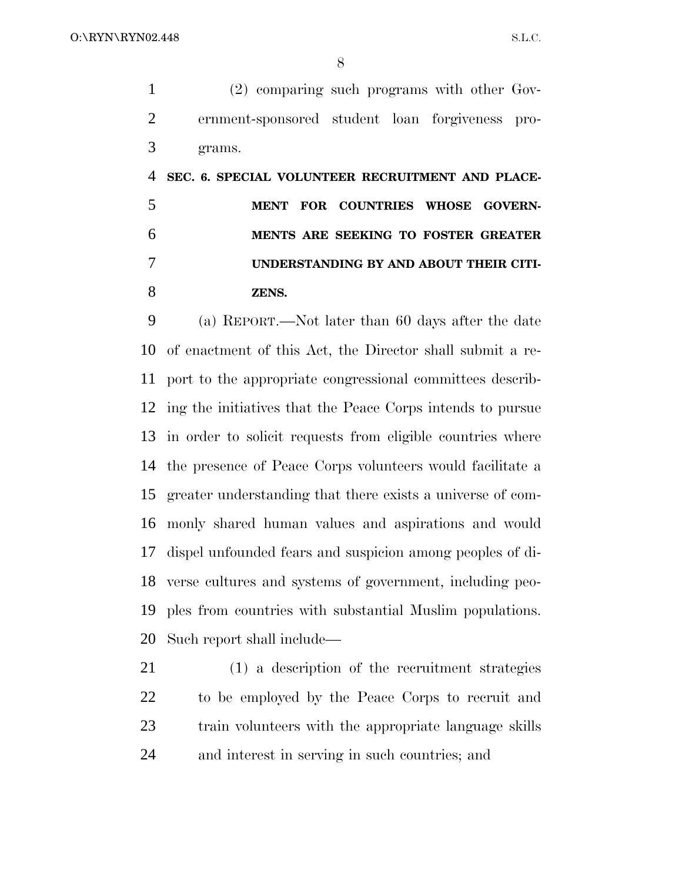(2) comparing such programs with other Government-sponsored student loan forgiveness programs.

## SEC. 6. SPECIAL VOLUNTEER RECRUITMENT AND PLACEMENT FOR COUNTRIES WHOSE GOVERNMENTS ARE SEEKING TO FOSTER GREATER UNDERSTANDING BY AND ABOUT THEIR CITIZENS.

(a) REPORT.—Not later than 60 days after the date of enactment of this Act, the Director shall submit a report to the appropriate congressional committees describing the initiatives that the Peace Corps intends to pursue in order to solicit requests from eligible countries where the presence of Peace Corps volunteers would facilitate a greater understanding that there exists a universe of commonly shared human values and aspirations and would dispel unfounded fears and suspicion among peoples of diverse cultures and systems of government, including peoples from countries with substantial Muslim populations. Such report shall include—

(1) a description of the recruitment strategies to be employed by the Peace Corps to recruit and train volunteers with the appropriate language skills and interest in serving in such countries; and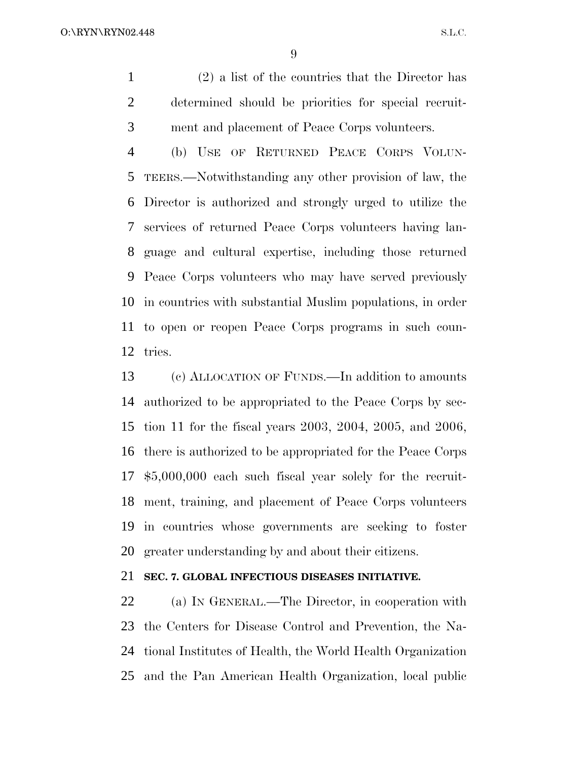(2) a list of the countries that the Director has determined should be priorities for special recruitment and placement of Peace Corps volunteers.

(b) USE OF RETURNED PEACE CORPS VOLUNTEERS.—Notwithstanding any other provision of law, the Director is authorized and strongly urged to utilize the services of returned Peace Corps volunteers having language and cultural expertise, including those returned Peace Corps volunteers who may have served previously in countries with substantial Muslim populations, in order to open or reopen Peace Corps programs in such countries.

(c) ALLOCATION OF FUNDS.—In addition to amounts authorized to be appropriated to the Peace Corps by section 11 for the fiscal years 2003, 2004, 2005, and 2006, there is authorized to be appropriated for the Peace Corps $5,000,000 each such fiscal year solely for the recruitment, training, and placement of Peace Corps volunteers in countries whose governments are seeking to foster greater understanding by and about their citizens.

**SEC. 7. GLOBAL INFECTIOUS DISEASES INITIATIVE.**

(a) IN GENERAL.—The Director, in cooperation with the Centers for Disease Control and Prevention, the National Institutes of Health, the World Health Organization and the Pan American Health Organization, local public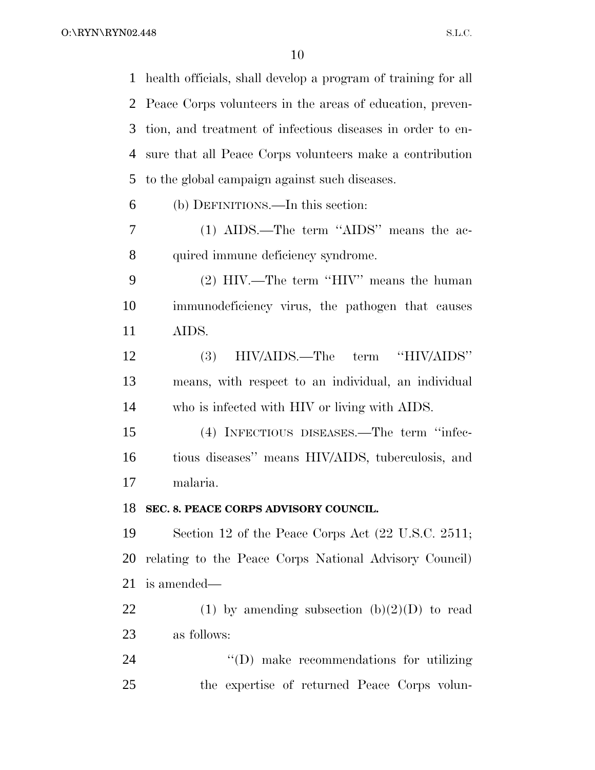health officials, shall develop a program of training for all Peace Corps volunteers in the areas of education, prevention, and treatment of infectious diseases in order to ensure that all Peace Corps volunteers make a contribution to the global campaign against such diseases.

(b) DEFINITIONS.—In this section:

(1) AIDS.—The term ''AIDS'' means the acquired immune deficiency syndrome.

(2) HIV.—The term ''HIV'' means the human immunodeficiency virus, the pathogen that causes AIDS.

(3) HIV/AIDS.—The term ''HIV/AIDS'' means, with respect to an individual, an individual who is infected with HIV or living with AIDS.

(4) INFECTIOUS DISEASES.—The term ''infectious diseases'' means HIV/AIDS, tuberculosis, and malaria.

**SEC. 8. PEACE CORPS ADVISORY COUNCIL.**

Section 12 of the Peace Corps Act (22 U.S.C. 2511; relating to the Peace Corps National Advisory Council) is amended—

(1) by amending subsection (b)(2)(D) to read as follows:

''(D) make recommendations for utilizing the expertise of returned Peace Corps volun-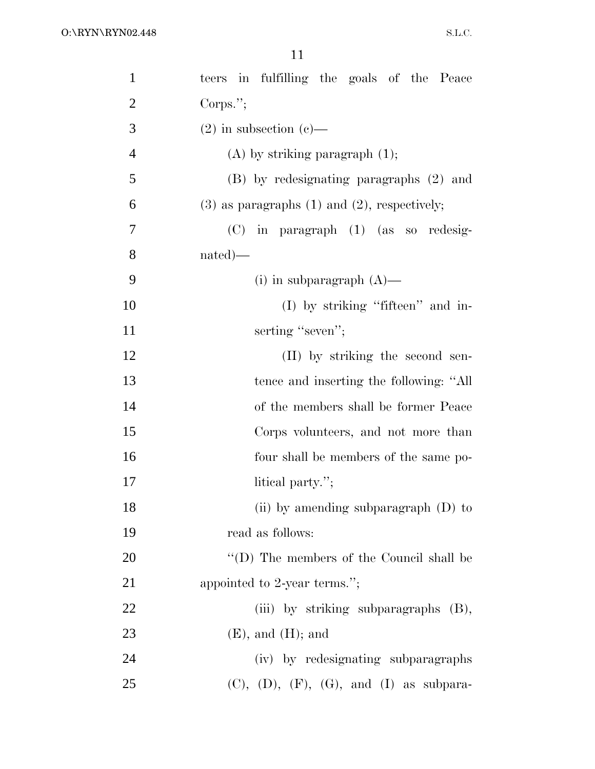teers in fulfilling the goals of the Peace Corps.'';

(2) in subsection (c)—

(A) by striking paragraph (1);

(B) by redesignating paragraphs (2) and (3) as paragraphs (1) and (2), respectively;

(C) in paragraph (1) (as so redesignated)—

(i) in subparagraph (A)—

(I) by striking ''fifteen'' and inserting ''seven'';

(II) by striking the second sentence and inserting the following: ''All of the members shall be former Peace Corps volunteers, and not more than four shall be members of the same political party.'';

(ii) by amending subparagraph (D) to read as follows:

''(D) The members of the Council shall be appointed to 2-year terms.'';

(iii) by striking subparagraphs (B), (E), and (H); and

(iv) by redesignating subparagraphs (C), (D), (F), (G), and (I) as subpara-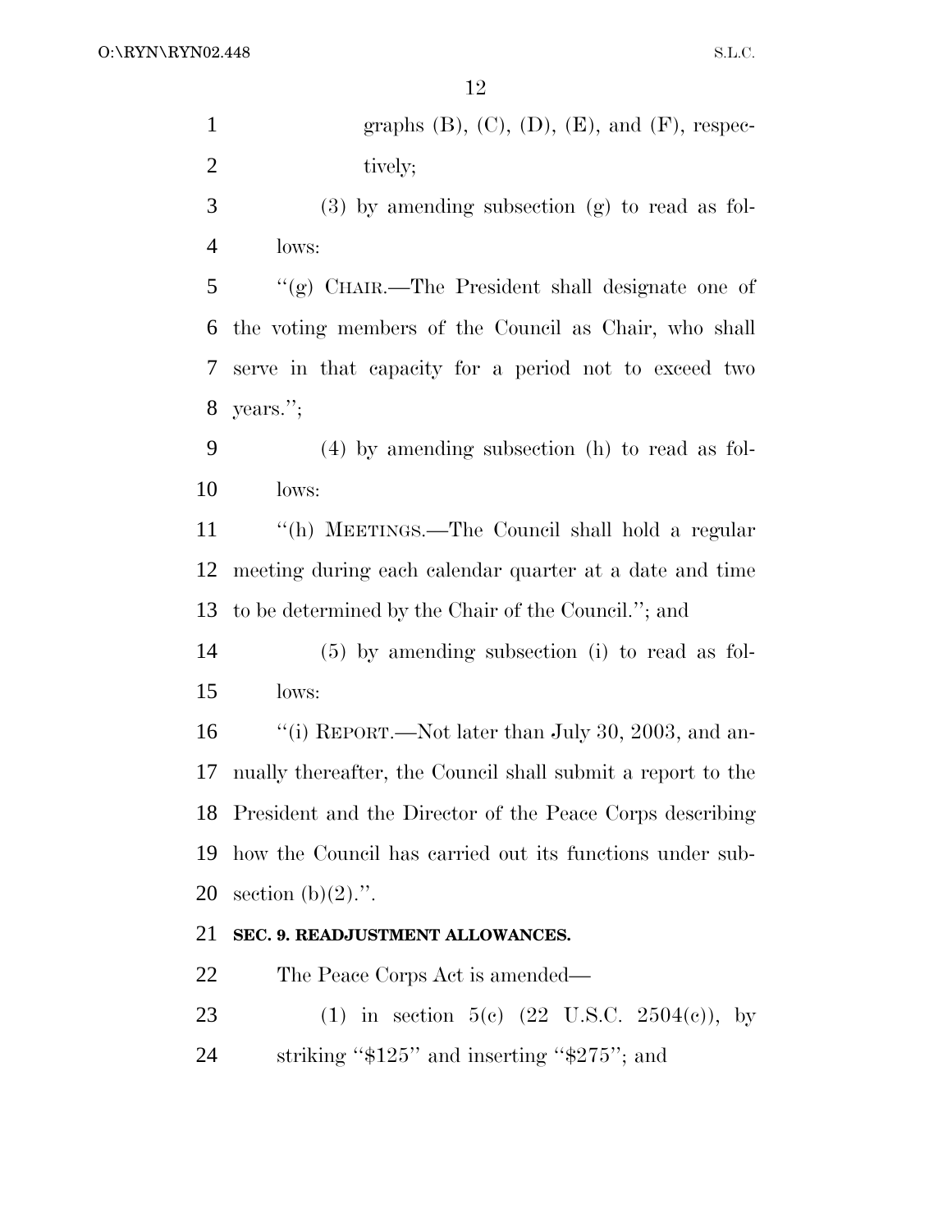graphs (B), (C), (D), (E), and (F), respectively;

(3) by amending subsection (g) to read as follows:

''(g) CHAIR.—The President shall designate one of the voting members of the Council as Chair, who shall serve in that capacity for a period not to exceed two years.'';

(4) by amending subsection (h) to read as follows:

''(h) MEETINGS.—The Council shall hold a regular meeting during each calendar quarter at a date and time to be determined by the Chair of the Council.''; and

(5) by amending subsection (i) to read as follows:

''(i) REPORT.—Not later than July 30, 2003, and annually thereafter, the Council shall submit a report to the President and the Director of the Peace Corps describing how the Council has carried out its functions under subsection (b)(2).''.

**SEC. 9. READJUSTMENT ALLOWANCES.**

The Peace Corps Act is amended—

(1) in section 5(c) (22 U.S.C. 2504(c)), by striking ''$125'' and inserting ''$275''; and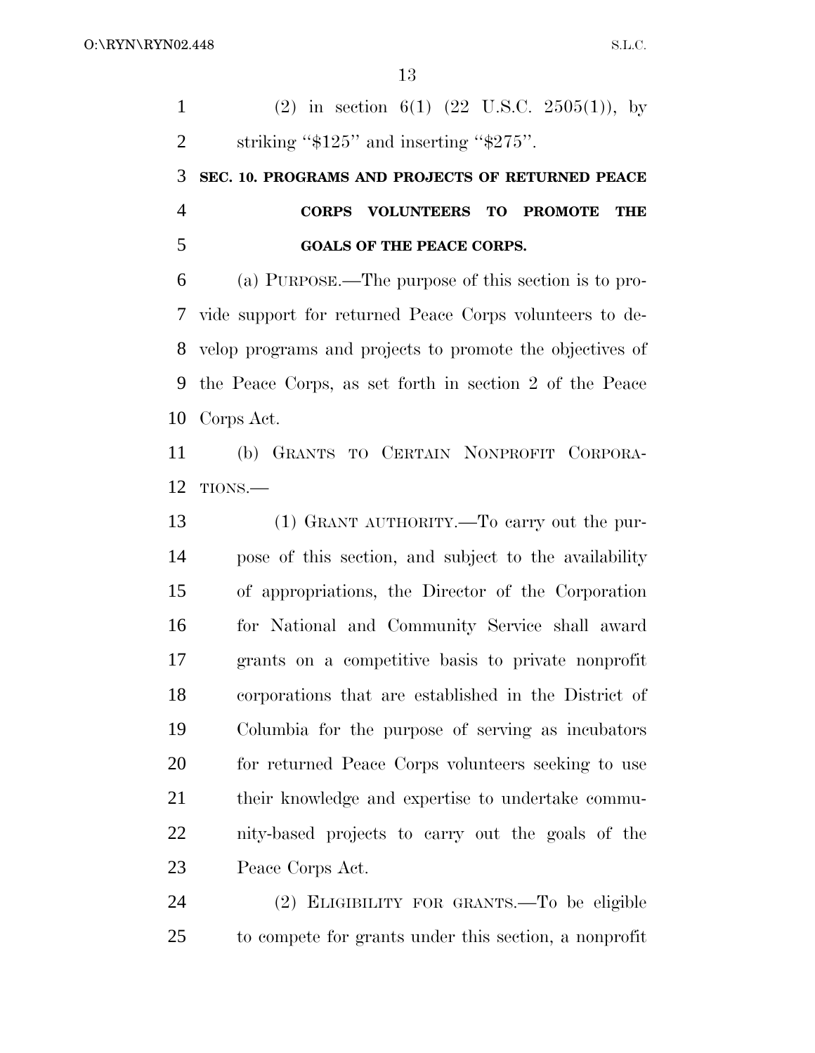(2) in section 6(1) (22 U.S.C. 2505(1)), by striking "$125" and inserting "$275".

**SEC. 10. PROGRAMS AND PROJECTS OF RETURNED PEACE CORPS VOLUNTEERS TO PROMOTE THE GOALS OF THE PEACE CORPS.**

(a) PURPOSE.—The purpose of this section is to provide support for returned Peace Corps volunteers to develop programs and projects to promote the objectives of the Peace Corps, as set forth in section 2 of the Peace Corps Act.

(b) GRANTS TO CERTAIN NONPROFIT CORPORATIONS.—

(1) GRANT AUTHORITY.—To carry out the purpose of this section, and subject to the availability of appropriations, the Director of the Corporation for National and Community Service shall award grants on a competitive basis to private nonprofit corporations that are established in the District of Columbia for the purpose of serving as incubators for returned Peace Corps volunteers seeking to use their knowledge and expertise to undertake community-based projects to carry out the goals of the Peace Corps Act.

(2) ELIGIBILITY FOR GRANTS.—To be eligible to compete for grants under this section, a nonprofit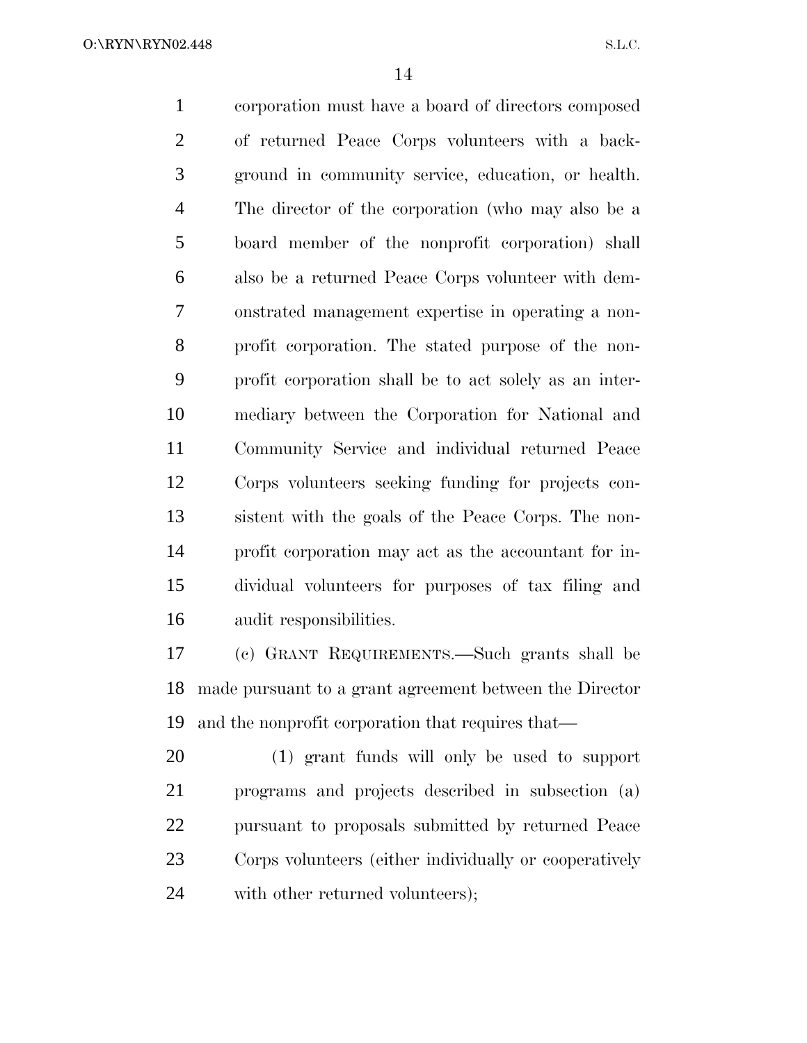corporation must have a board of directors composed of returned Peace Corps volunteers with a background in community service, education, or health. The director of the corporation (who may also be a board member of the nonprofit corporation) shall also be a returned Peace Corps volunteer with demonstrated management expertise in operating a nonprofit corporation. The stated purpose of the nonprofit corporation shall be to act solely as an intermediary between the Corporation for National and Community Service and individual returned Peace Corps volunteers seeking funding for projects consistent with the goals of the Peace Corps. The nonprofit corporation may act as the accountant for individual volunteers for purposes of tax filing and audit responsibilities.

(c) GRANT REQUIREMENTS.—Such grants shall be made pursuant to a grant agreement between the Director and the nonprofit corporation that requires that—

(1) grant funds will only be used to support programs and projects described in subsection (a) pursuant to proposals submitted by returned Peace Corps volunteers (either individually or cooperatively with other returned volunteers);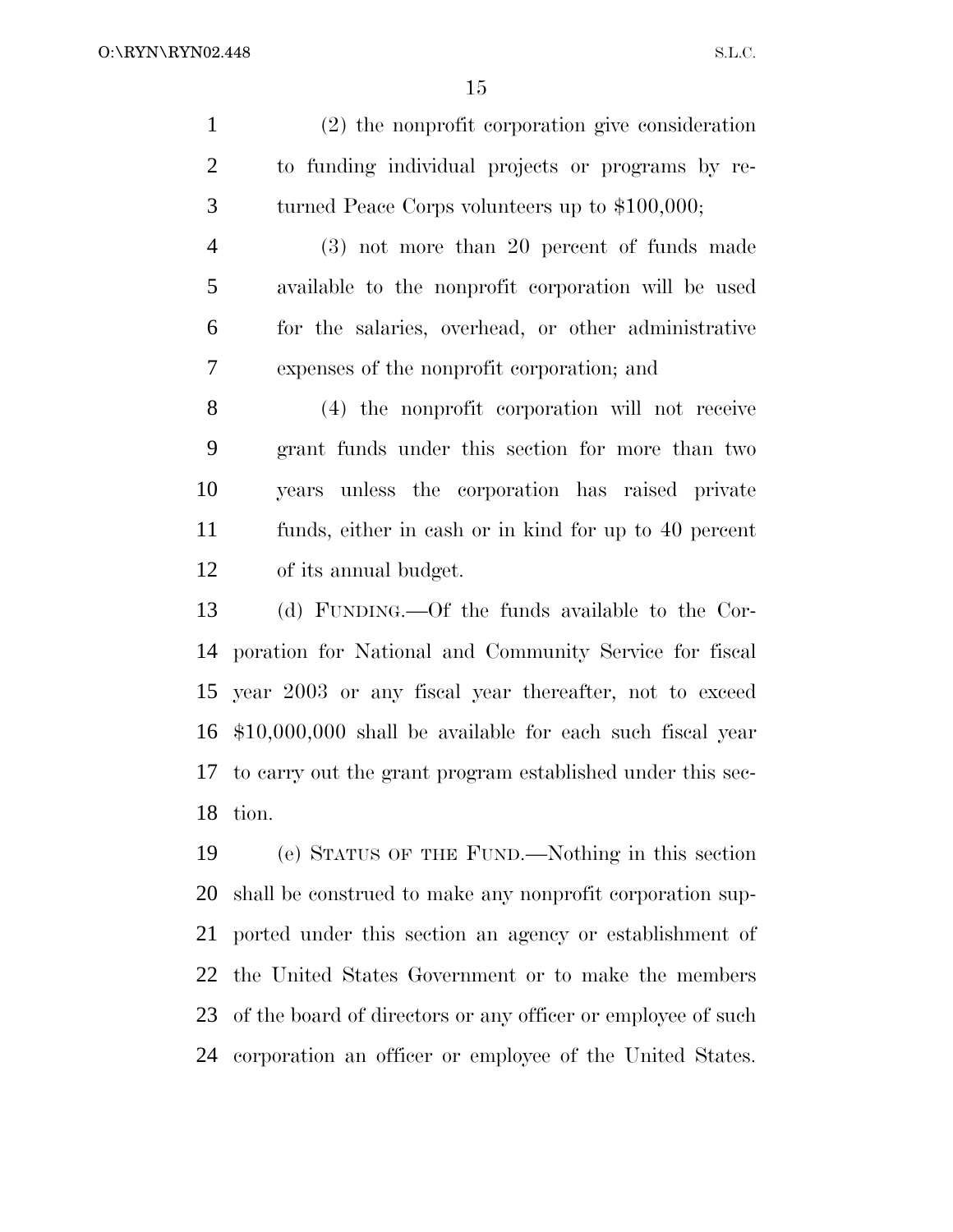(2) the nonprofit corporation give consideration to funding individual projects or programs by returned Peace Corps volunteers up to $100,000;

(3) not more than 20 percent of funds made available to the nonprofit corporation will be used for the salaries, overhead, or other administrative expenses of the nonprofit corporation; and

(4) the nonprofit corporation will not receive grant funds under this section for more than two years unless the corporation has raised private funds, either in cash or in kind for up to 40 percent of its annual budget.

(d) FUNDING.—Of the funds available to the Corporation for National and Community Service for fiscal year 2003 or any fiscal year thereafter, not to exceed $10,000,000 shall be available for each such fiscal year to carry out the grant program established under this section.

(e) STATUS OF THE FUND.—Nothing in this section shall be construed to make any nonprofit corporation supported under this section an agency or establishment of the United States Government or to make the members of the board of directors or any officer or employee of such corporation an officer or employee of the United States.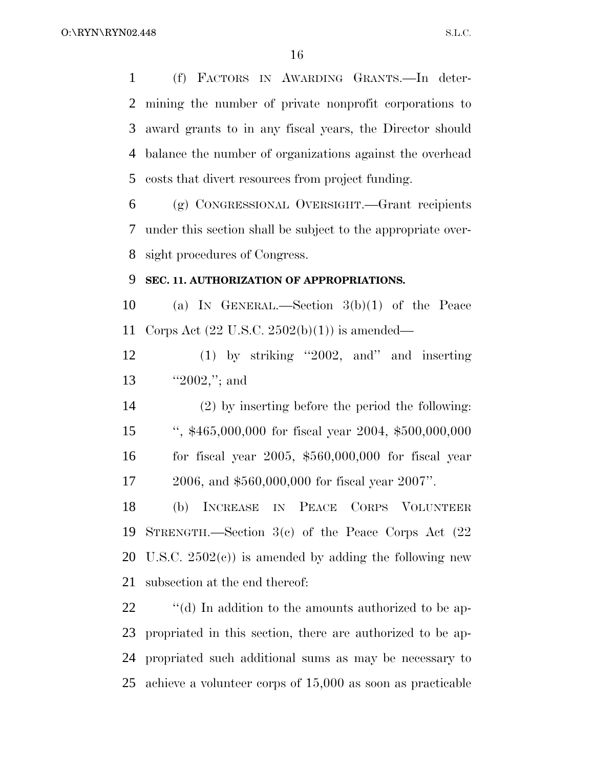(f) FACTORS IN AWARDING GRANTS.—In determining the number of private nonprofit corporations to award grants to in any fiscal years, the Director should balance the number of organizations against the overhead costs that divert resources from project funding.

(g) CONGRESSIONAL OVERSIGHT.—Grant recipients under this section shall be subject to the appropriate oversight procedures of Congress.

**SEC. 11. AUTHORIZATION OF APPROPRIATIONS.**

(a) IN GENERAL.—Section 3(b)(1) of the Peace Corps Act (22 U.S.C. 2502(b)(1)) is amended—

(1) by striking ''2002, and'' and inserting ''2002,''; and

(2) by inserting before the period the following: '', $465,000,000 for fiscal year 2004, $500,000,000 for fiscal year 2005, $560,000,000 for fiscal year 2006, and $560,000,000 for fiscal year 2007''.

(b) INCREASE IN PEACE CORPS VOLUNTEER STRENGTH.—Section 3(c) of the Peace Corps Act (22 U.S.C. 2502(c)) is amended by adding the following new subsection at the end thereof:

''(d) In addition to the amounts authorized to be appropriated in this section, there are authorized to be appropriated such additional sums as may be necessary to achieve a volunteer corps of 15,000 as soon as practicable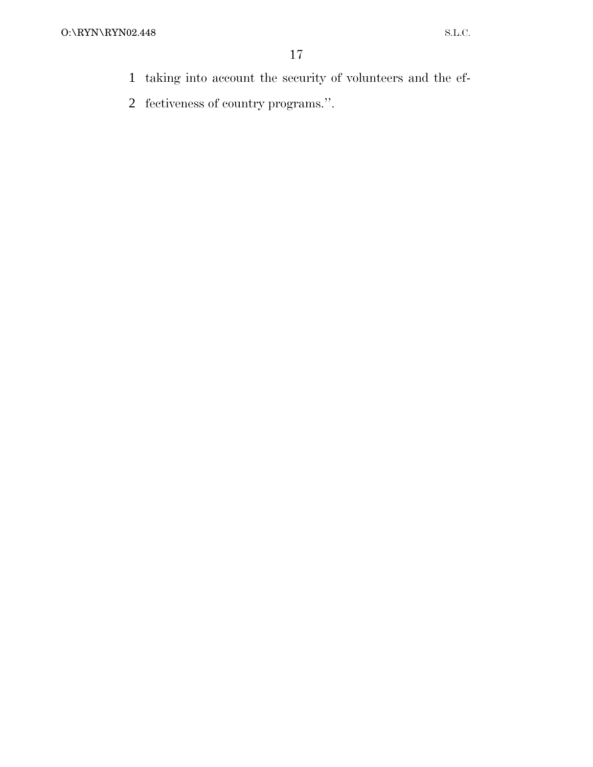taking into account the security of volunteers and the effectiveness of country programs.''.